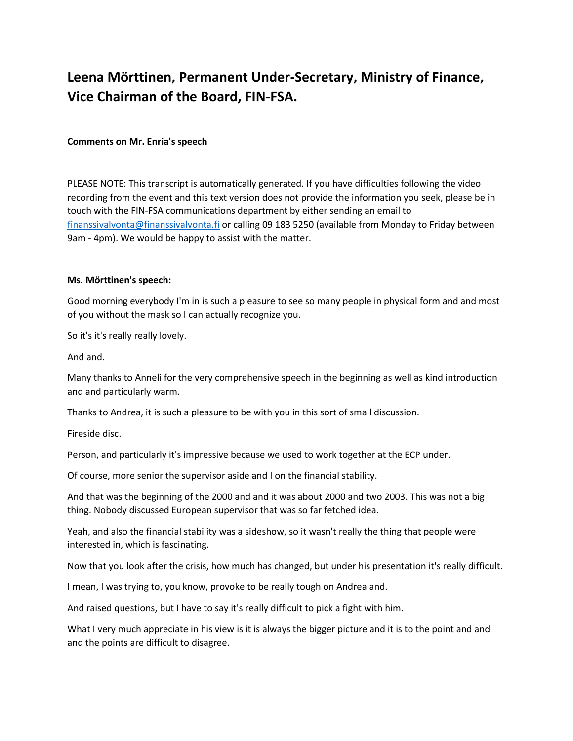# Leena Mörttinen, Permanent Under-Secretary, Ministry of Finance, Vice Chairman of the Board, FIN-FSA.

**Comments on Mr. Enria's speech**

PLEASE NOTE: This transcript is automatically generated. If you have difficulties following the video recording from the event and this text version does not provide the information you seek, please be in touch with the FIN-FSA communications department by either sending an email to [finanssivalvonta@finanssivalvonta.fi](mailto:finanssivalvonta@finanssivalvonta.fi) or calling 09 183 5250 (available from Monday to Friday between 9am - 4pm). We would be happy to assist with the matter.

**Ms. Mörttinen's speech:**

Good morning everybody I'm in is such a pleasure to see so many people in physical form and and most of you without the mask so I can actually recognize you.

So it's it's really really lovely.

And and.

Many thanks to Anneli for the very comprehensive speech in the beginning as well as kind introduction and and particularly warm.

Thanks to Andrea, it is such a pleasure to be with you in this sort of small discussion.

Fireside disc.

Person, and particularly it's impressive because we used to work together at the ECP under.

Of course, more senior the supervisor aside and I on the financial stability.

And that was the beginning of the 2000 and and it was about 2000 and two 2003. This was not a big thing. Nobody discussed European supervisor that was so far fetched idea.

Yeah, and also the financial stability was a sideshow, so it wasn't really the thing that people were interested in, which is fascinating.

Now that you look after the crisis, how much has changed, but under his presentation it's really difficult.

I mean, I was trying to, you know, provoke to be really tough on Andrea and.

And raised questions, but I have to say it's really difficult to pick a fight with him.

What I very much appreciate in his view is it is always the bigger picture and it is to the point and and and the points are difficult to disagree.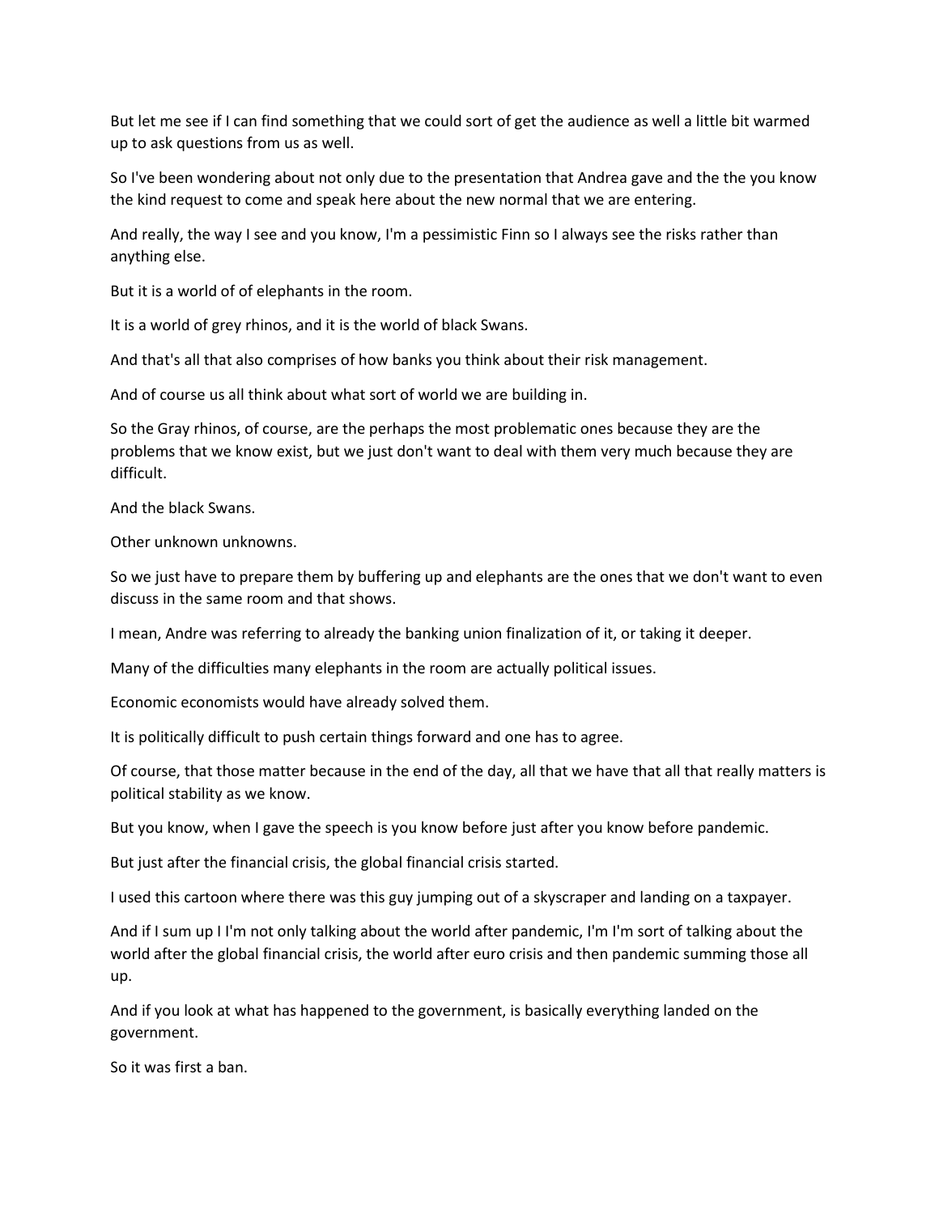But let me see if I can find something that we could sort of get the audience as well a little bit warmed up to ask questions from us as well.

So I've been wondering about not only due to the presentation that Andrea gave and the the you know the kind request to come and speak here about the new normal that we are entering.

And really, the way I see and you know, I'm a pessimistic Finn so I always see the risks rather than anything else.

But it is a world of of elephants in the room.

It is a world of grey rhinos, and it is the world of black Swans.

And that's all that also comprises of how banks you think about their risk management.

And of course us all think about what sort of world we are building in.

So the Gray rhinos, of course, are the perhaps the most problematic ones because they are the problems that we know exist, but we just don't want to deal with them very much because they are difficult.

And the black Swans.

Other unknown unknowns.

So we just have to prepare them by buffering up and elephants are the ones that we don't want to even discuss in the same room and that shows.

I mean, Andre was referring to already the banking union finalization of it, or taking it deeper.

Many of the difficulties many elephants in the room are actually political issues.

Economic economists would have already solved them.

It is politically difficult to push certain things forward and one has to agree.

Of course, that those matter because in the end of the day, all that we have that all that really matters is political stability as we know.

But you know, when I gave the speech is you know before just after you know before pandemic.

But just after the financial crisis, the global financial crisis started.

I used this cartoon where there was this guy jumping out of a skyscraper and landing on a taxpayer.

And if I sum up I I'm not only talking about the world after pandemic, I'm I'm sort of talking about the world after the global financial crisis, the world after euro crisis and then pandemic summing those all up.

And if you look at what has happened to the government, is basically everything landed on the government.

So it was first a ban.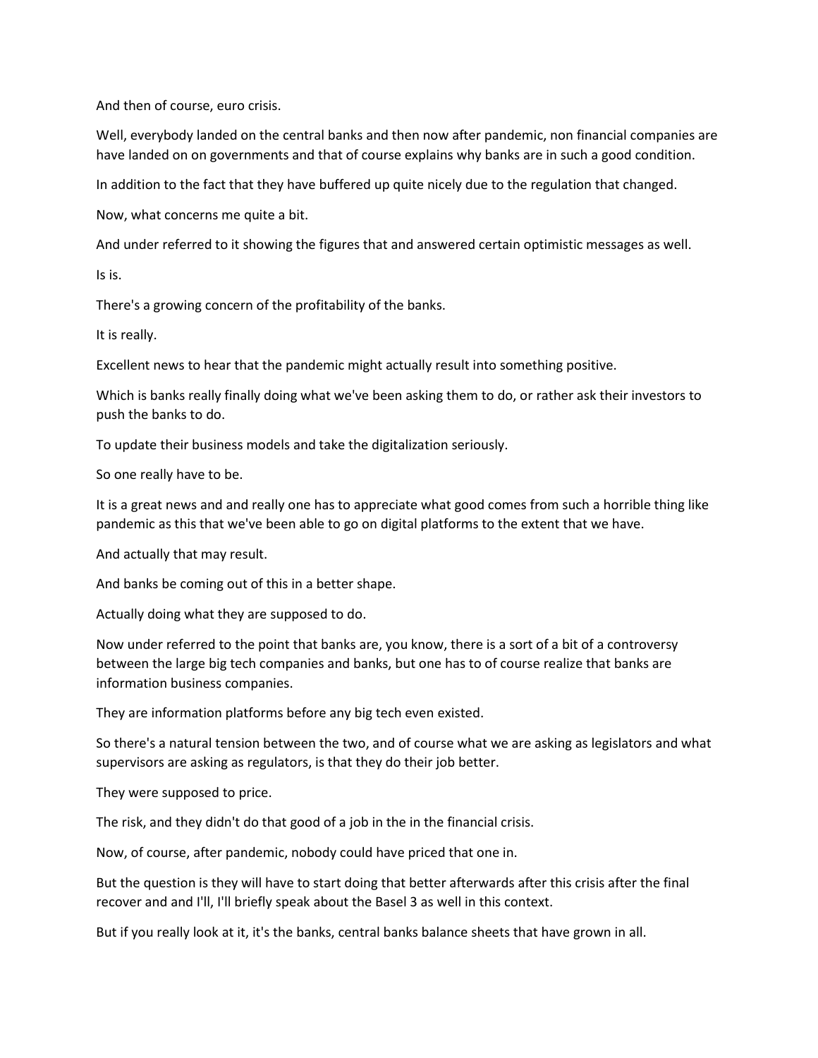And then of course, euro crisis.

Well, everybody landed on the central banks and then now after pandemic, non financial companies are have landed on on governments and that of course explains why banks are in such a good condition.

In addition to the fact that they have buffered up quite nicely due to the regulation that changed.

Now, what concerns me quite a bit.

And under referred to it showing the figures that and answered certain optimistic messages as well.

Is is.

There's a growing concern of the profitability of the banks.

It is really.

Excellent news to hear that the pandemic might actually result into something positive.

Which is banks really finally doing what we've been asking them to do, or rather ask their investors to push the banks to do.

To update their business models and take the digitalization seriously.

So one really have to be.

It is a great news and and really one has to appreciate what good comes from such a horrible thing like pandemic as this that we've been able to go on digital platforms to the extent that we have.

And actually that may result.

And banks be coming out of this in a better shape.

Actually doing what they are supposed to do.

Now under referred to the point that banks are, you know, there is a sort of a bit of a controversy between the large big tech companies and banks, but one has to of course realize that banks are information business companies.

They are information platforms before any big tech even existed.

So there's a natural tension between the two, and of course what we are asking as legislators and what supervisors are asking as regulators, is that they do their job better.

They were supposed to price.

The risk, and they didn't do that good of a job in the in the financial crisis.

Now, of course, after pandemic, nobody could have priced that one in.

But the question is they will have to start doing that better afterwards after this crisis after the final recover and and I'll, I'll briefly speak about the Basel 3 as well in this context.

But if you really look at it, it's the banks, central banks balance sheets that have grown in all.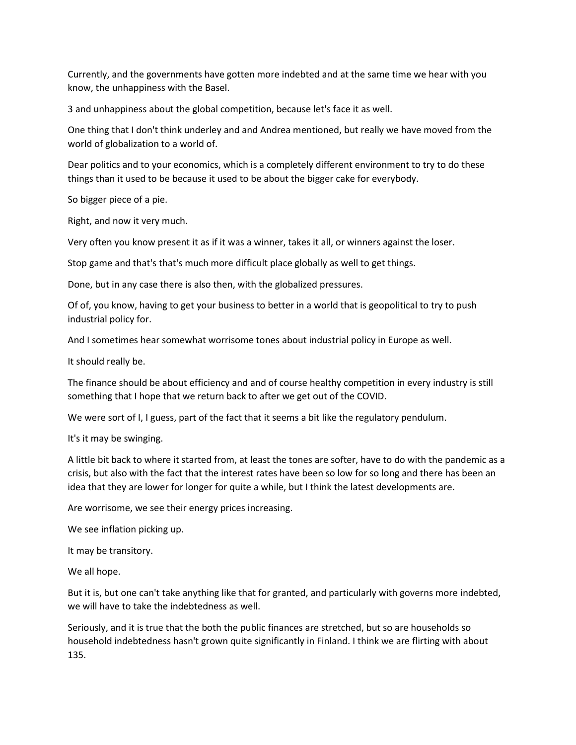Currently, and the governments have gotten more indebted and at the same time we hear with you know, the unhappiness with the Basel.

3 and unhappiness about the global competition, because let's face it as well.

One thing that I don't think underley and and Andrea mentioned, but really we have moved from the world of globalization to a world of.

Dear politics and to your economics, which is a completely different environment to try to do these things than it used to be because it used to be about the bigger cake for everybody.

So bigger piece of a pie.

Right, and now it very much.

Very often you know present it as if it was a winner, takes it all, or winners against the loser.

Stop game and that's that's much more difficult place globally as well to get things.

Done, but in any case there is also then, with the globalized pressures.

Of of, you know, having to get your business to better in a world that is geopolitical to try to push industrial policy for.

And I sometimes hear somewhat worrisome tones about industrial policy in Europe as well.

It should really be.

The finance should be about efficiency and and of course healthy competition in every industry is still something that I hope that we return back to after we get out of the COVID.

We were sort of I, I guess, part of the fact that it seems a bit like the regulatory pendulum.

It's it may be swinging.

A little bit back to where it started from, at least the tones are softer, have to do with the pandemic as a crisis, but also with the fact that the interest rates have been so low for so long and there has been an idea that they are lower for longer for quite a while, but I think the latest developments are.

Are worrisome, we see their energy prices increasing.

We see inflation picking up.

It may be transitory.

We all hope.

But it is, but one can't take anything like that for granted, and particularly with governs more indebted, we will have to take the indebtedness as well.

Seriously, and it is true that the both the public finances are stretched, but so are households so household indebtedness hasn't grown quite significantly in Finland. I think we are flirting with about 135.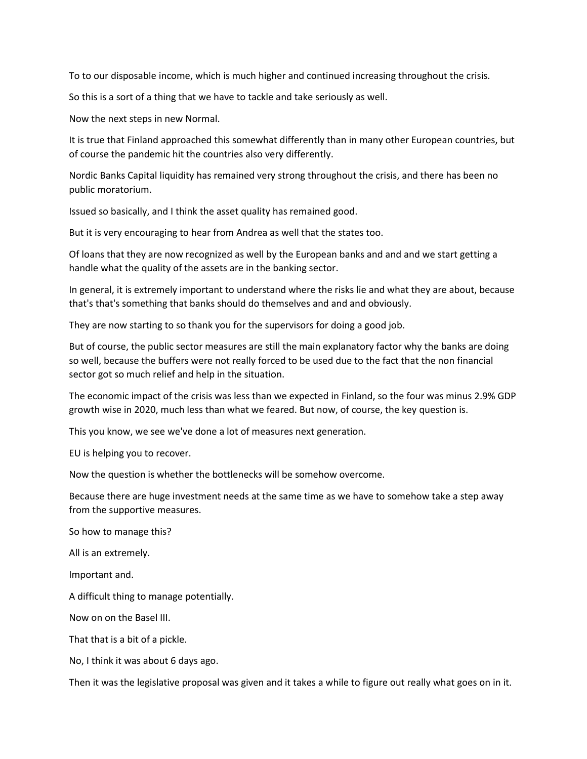To to our disposable income, which is much higher and continued increasing throughout the crisis.

So this is a sort of a thing that we have to tackle and take seriously as well.

Now the next steps in new Normal.

It is true that Finland approached this somewhat differently than in many other European countries, but of course the pandemic hit the countries also very differently.

Nordic Banks Capital liquidity has remained very strong throughout the crisis, and there has been no public moratorium.

Issued so basically, and I think the asset quality has remained good.

But it is very encouraging to hear from Andrea as well that the states too.

Of loans that they are now recognized as well by the European banks and and and we start getting a handle what the quality of the assets are in the banking sector.

In general, it is extremely important to understand where the risks lie and what they are about, because that's that's something that banks should do themselves and and and obviously.

They are now starting to so thank you for the supervisors for doing a good job.

But of course, the public sector measures are still the main explanatory factor why the banks are doing so well, because the buffers were not really forced to be used due to the fact that the non financial sector got so much relief and help in the situation.

The economic impact of the crisis was less than we expected in Finland, so the four was minus 2.9% GDP growth wise in 2020, much less than what we feared. But now, of course, the key question is.

This you know, we see we've done a lot of measures next generation.

EU is helping you to recover.

Now the question is whether the bottlenecks will be somehow overcome.

Because there are huge investment needs at the same time as we have to somehow take a step away from the supportive measures.

So how to manage this?

All is an extremely.

Important and.

A difficult thing to manage potentially.

Now on on the Basel III.

That that is a bit of a pickle.

No, I think it was about 6 days ago.

Then it was the legislative proposal was given and it takes a while to figure out really what goes on in it.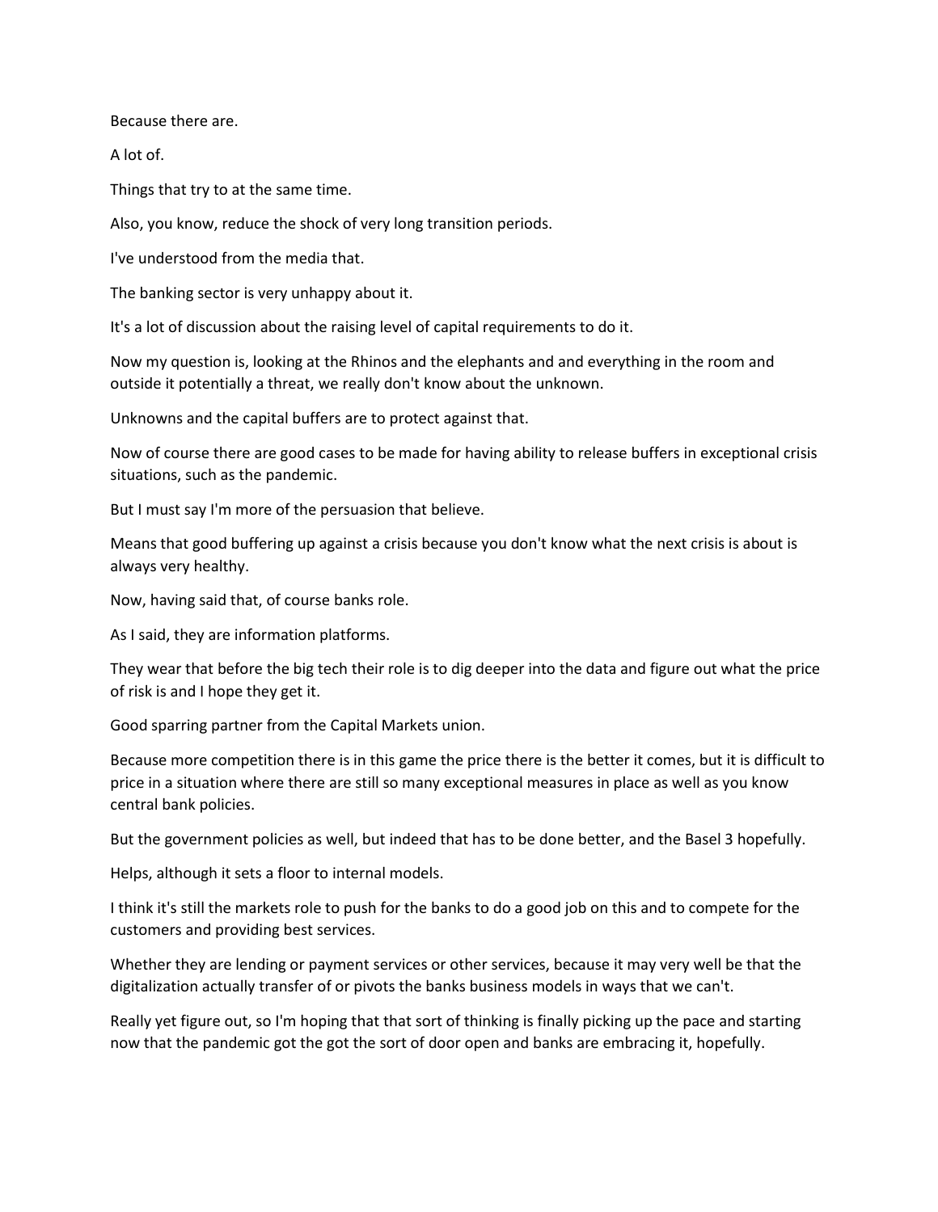Because there are.

A lot of.

Things that try to at the same time.

Also, you know, reduce the shock of very long transition periods.

I've understood from the media that.

The banking sector is very unhappy about it.

It's a lot of discussion about the raising level of capital requirements to do it.

Now my question is, looking at the Rhinos and the elephants and and everything in the room and outside it potentially a threat, we really don't know about the unknown.

Unknowns and the capital buffers are to protect against that.

Now of course there are good cases to be made for having ability to release buffers in exceptional crisis situations, such as the pandemic.

But I must say I'm more of the persuasion that believe.

Means that good buffering up against a crisis because you don't know what the next crisis is about is always very healthy.

Now, having said that, of course banks role.

As I said, they are information platforms.

They wear that before the big tech their role is to dig deeper into the data and figure out what the price of risk is and I hope they get it.

Good sparring partner from the Capital Markets union.

Because more competition there is in this game the price there is the better it comes, but it is difficult to price in a situation where there are still so many exceptional measures in place as well as you know central bank policies.

But the government policies as well, but indeed that has to be done better, and the Basel 3 hopefully.

Helps, although it sets a floor to internal models.

I think it's still the markets role to push for the banks to do a good job on this and to compete for the customers and providing best services.

Whether they are lending or payment services or other services, because it may very well be that the digitalization actually transfer of or pivots the banks business models in ways that we can't.

Really yet figure out, so I'm hoping that that sort of thinking is finally picking up the pace and starting now that the pandemic got the got the sort of door open and banks are embracing it, hopefully.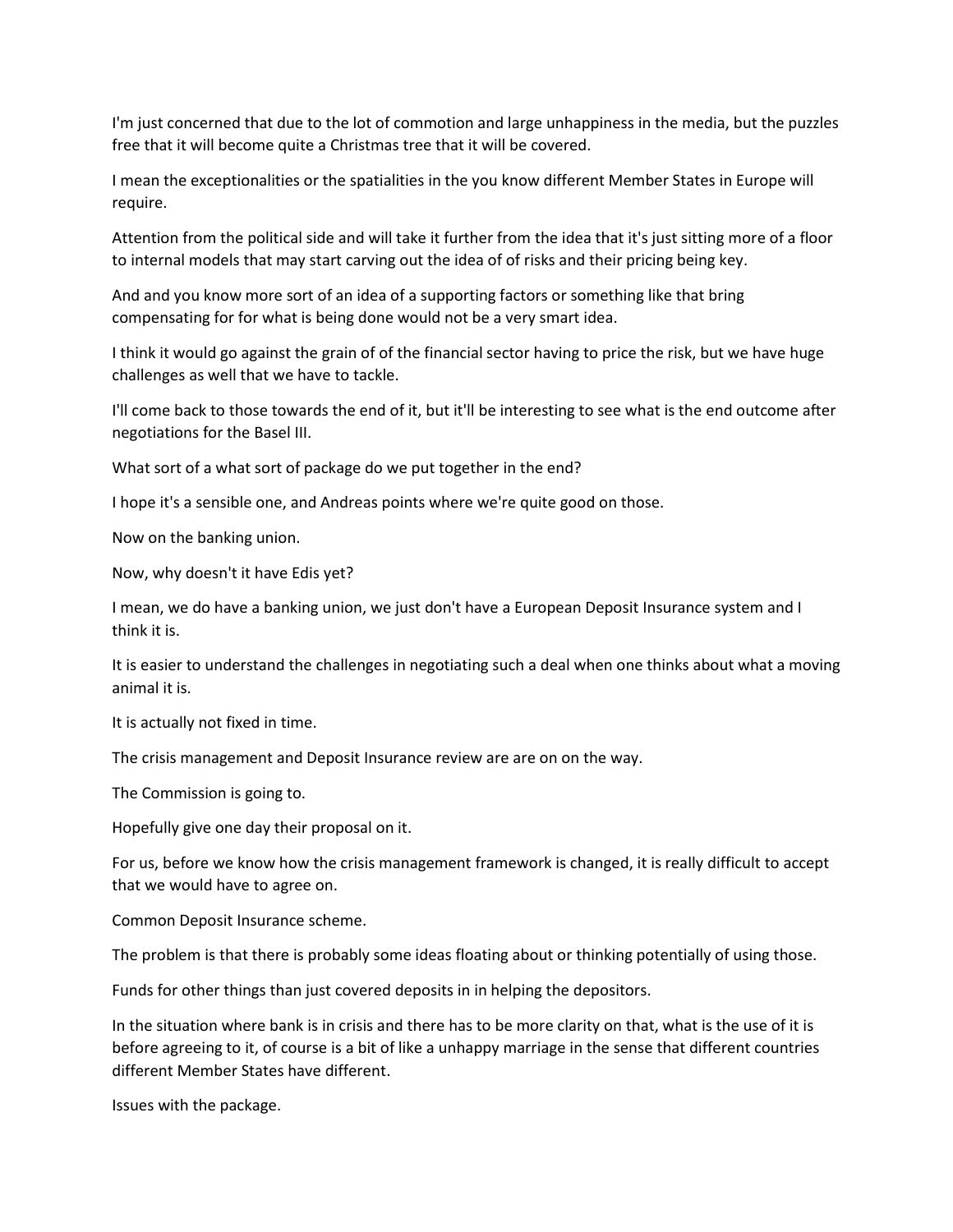I'm just concerned that due to the lot of commotion and large unhappiness in the media, but the puzzles free that it will become quite a Christmas tree that it will be covered.

I mean the exceptionalities or the spatialities in the you know different Member States in Europe will require.

Attention from the political side and will take it further from the idea that it's just sitting more of a floor to internal models that may start carving out the idea of of risks and their pricing being key.

And and you know more sort of an idea of a supporting factors or something like that bring compensating for for what is being done would not be a very smart idea.

I think it would go against the grain of of the financial sector having to price the risk, but we have huge challenges as well that we have to tackle.

I'll come back to those towards the end of it, but it'll be interesting to see what is the end outcome after negotiations for the Basel III.

What sort of a what sort of package do we put together in the end?

I hope it's a sensible one, and Andreas points where we're quite good on those.

Now on the banking union.

Now, why doesn't it have Edis yet?

I mean, we do have a banking union, we just don't have a European Deposit Insurance system and I think it is.

It is easier to understand the challenges in negotiating such a deal when one thinks about what a moving animal it is.

It is actually not fixed in time.

The crisis management and Deposit Insurance review are are on on the way.

The Commission is going to.

Hopefully give one day their proposal on it.

For us, before we know how the crisis management framework is changed, it is really difficult to accept that we would have to agree on.

Common Deposit Insurance scheme.

The problem is that there is probably some ideas floating about or thinking potentially of using those.

Funds for other things than just covered deposits in in helping the depositors.

In the situation where bank is in crisis and there has to be more clarity on that, what is the use of it is before agreeing to it, of course is a bit of like a unhappy marriage in the sense that different countries different Member States have different.

Issues with the package.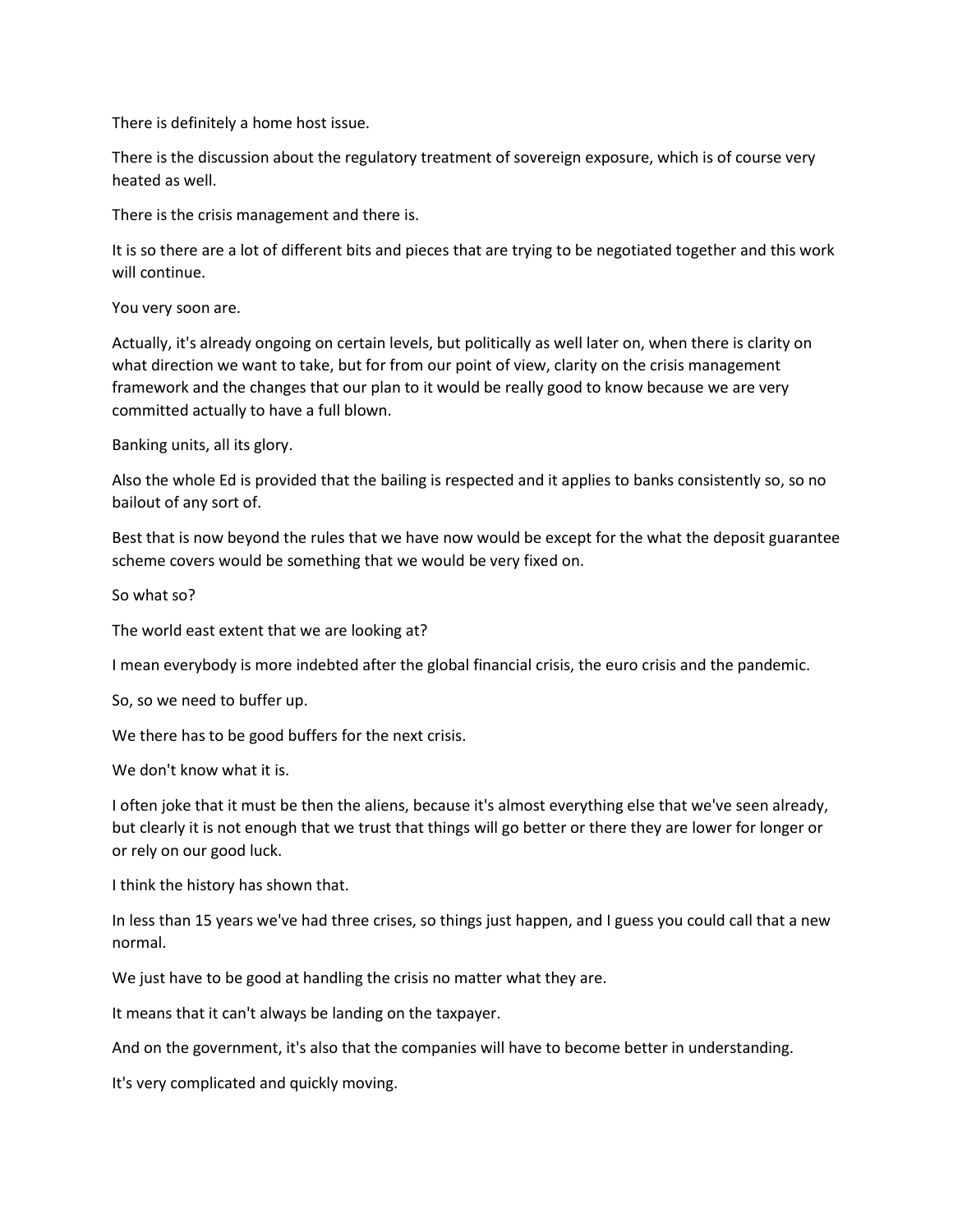There is definitely a home host issue.

There is the discussion about the regulatory treatment of sovereign exposure, which is of course very heated as well.

There is the crisis management and there is.

It is so there are a lot of different bits and pieces that are trying to be negotiated together and this work will continue.

You very soon are.

Actually, it's already ongoing on certain levels, but politically as well later on, when there is clarity on what direction we want to take, but for from our point of view, clarity on the crisis management framework and the changes that our plan to it would be really good to know because we are very committed actually to have a full blown.

Banking units, all its glory.

Also the whole Ed is provided that the bailing is respected and it applies to banks consistently so, so no bailout of any sort of.

Best that is now beyond the rules that we have now would be except for the what the deposit guarantee scheme covers would be something that we would be very fixed on.

So what so?

The world east extent that we are looking at?

I mean everybody is more indebted after the global financial crisis, the euro crisis and the pandemic.

So, so we need to buffer up.

We there has to be good buffers for the next crisis.

We don't know what it is.

I often joke that it must be then the aliens, because it's almost everything else that we've seen already, but clearly it is not enough that we trust that things will go better or there they are lower for longer or or rely on our good luck.

I think the history has shown that.

In less than 15 years we've had three crises, so things just happen, and I guess you could call that a new normal.

We just have to be good at handling the crisis no matter what they are.

It means that it can't always be landing on the taxpayer.

And on the government, it's also that the companies will have to become better in understanding.

It's very complicated and quickly moving.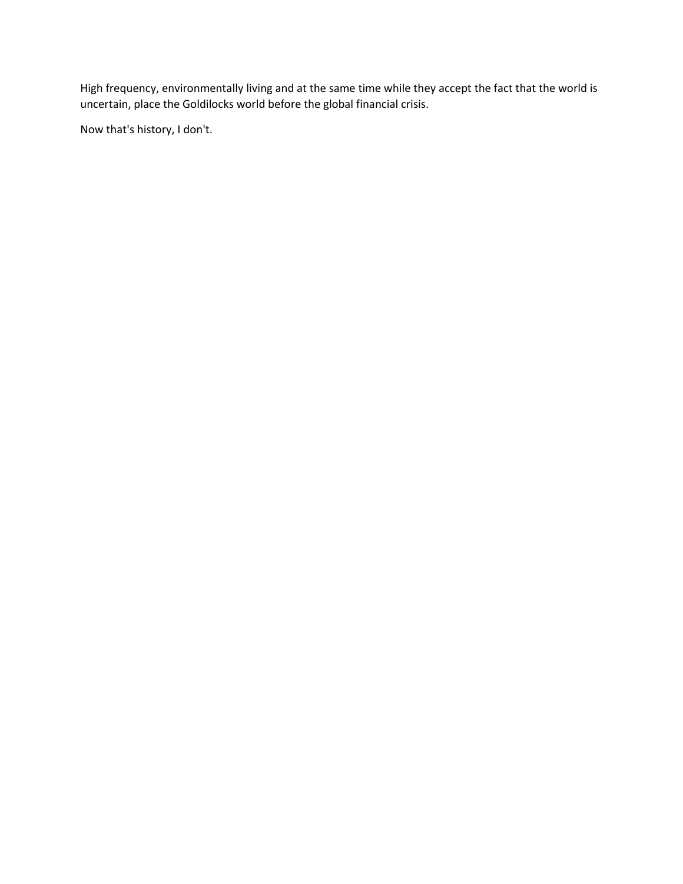High frequency, environmentally living and at the same time while they accept the fact that the world is uncertain, place the Goldilocks world before the global financial crisis.

Now that's history, I don't.